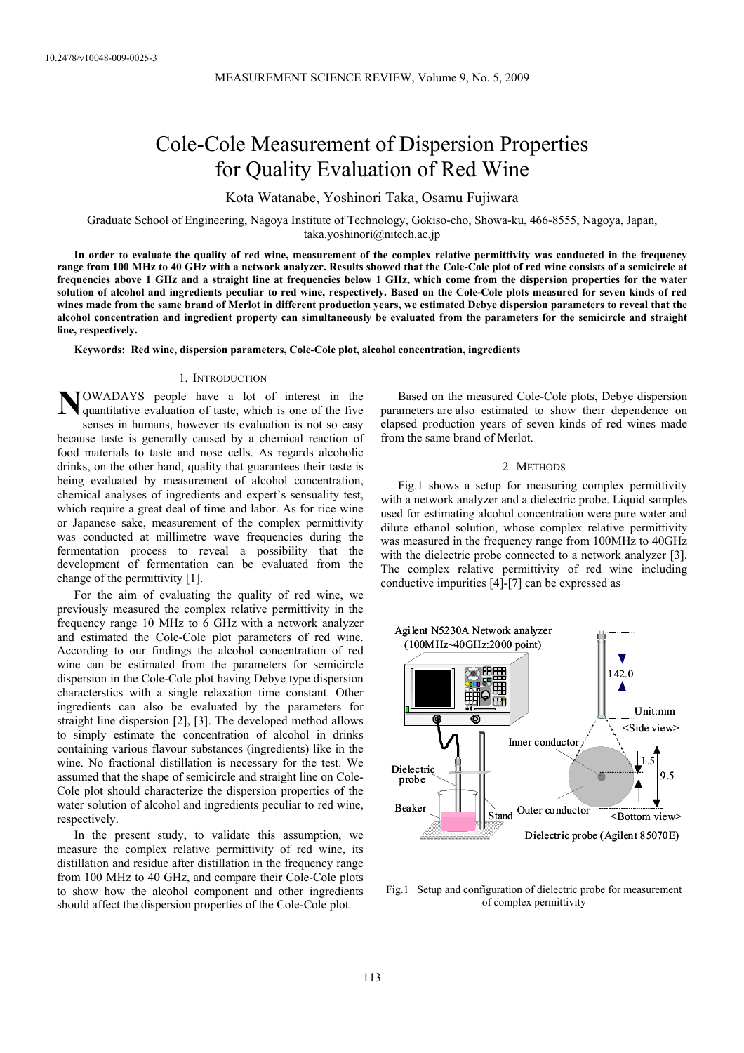10.2478/v10048-009-0025-3

# Cole-Cole Measurement of Dispersion Properties for Quality Evaluation of Red Wine

Kota Watanabe, Yoshinori Taka, Osamu Fujiwara

Graduate School of Engineering, Nagoya Institute of Technology, Gokiso-cho, Showa-ku, 466-8555, Nagoya, Japan, taka.yoshinori@nitech.ac.jp

**In order to evaluate the quality of red wine, measurement of the complex relative permittivity was conducted in the frequency range from 100 MHz to 40 GHz with a network analyzer. Results showed that the Cole-Cole plot of red wine consists of a semicircle at frequencies above 1 GHz and a straight line at frequencies below 1 GHz, which come from the dispersion properties for the water solution of alcohol and ingredients peculiar to red wine, respectively. Based on the Cole-Cole plots measured for seven kinds of red wines made from the same brand of Merlot in different production years, we estimated Debye dispersion parameters to reveal that the alcohol concentration and ingredient property can simultaneously be evaluated from the parameters for the semicircle and straight line, respectively.**

**Keywords: Red wine, dispersion parameters, Cole-Cole plot, alcohol concentration, ingredients**

## 1. Introduction

NOWADAYS people have a lot of interest in the quantitative evaluation of taste, which is one of the five senses in humans, however its evaluation is not so easy because taste is generally caused by a chemical reaction of food materials to taste and nose cells. As regards alcoholic drinks, on the other hand, quality that guarantees their taste is being evaluated by measurement of alcohol concentration, chemical analyses of ingredients and expert's sensuality test, which require a great deal of time and labor. As for rice wine or Japanese sake, measurement of the complex permittivity was conducted at millimetre wave frequencies during the fermentation process to reveal a possibility that the development of fermentation can be evaluated from the change of the permittivity [1].

For the aim of evaluating the quality of red wine, we previously measured the complex relative permittivity in the frequency range 10 MHz to 6 GHz with a network analyzer and estimated the Cole-Cole plot parameters of red wine. According to our findings the alcohol concentration of red wine can be estimated from the parameters for semicircle dispersion in the Cole-Cole plot having Debye type dispersion characterstics with a single relaxation time constant. Other ingredients can also be evaluated by the parameters for straight line dispersion [2], [3]. The developed method allows to simply estimate the concentration of alcohol in drinks containing various flavour substances (ingredients) like in the wine. No fractional distillation is necessary for the test. We assumed that the shape of semicircle and straight line on Cole-Cole plot should characterize the dispersion properties of the water solution of alcohol and ingredients peculiar to red wine, respectively.

In the present study, to validate this assumption, we measure the complex relative permittivity of red wine, its distillation and residue after distillation in the frequency range from 100 MHz to 40 GHz, and compare their Cole-Cole plots to show how the alcohol component and other ingredients should affect the dispersion properties of the Cole-Cole plot.

Based on the measured Cole-Cole plots, Debye dispersion parameters are also estimated to show their dependence on elapsed production years of seven kinds of red wines made from the same brand of Merlot.

## 2. Methods

Fig.1 shows a setup for measuring complex permittivity with a network analyzer and a dielectric probe. Liquid samples used for estimating alcohol concentration were pure water and dilute ethanol solution, whose complex relative permittivity was measured in the frequency range from 100MHz to 40GHz with the dielectric probe connected to a network analyzer [3]. The complex relative permittivity of red wine including conductive impurities [4]-[7] can be expressed as

Agilent N5230A Network analyzer (100MHz~40GHz:2000 point)

Dielectric probe, Beaker, Stand, Inner conductor, Outer conductor, 142.0, Unit:mm, <Side view>, 1.5, 9.5, <Bottom view>, Dielectric probe (Agilent 85070E)

Fig.1 Setup and configuration of dielectric probe for measurement of complex permittivity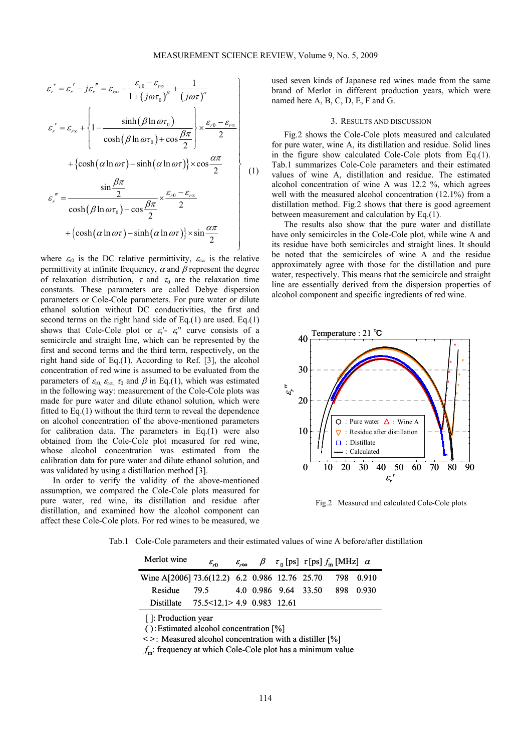$$
\left.
\begin{aligned}
\varepsilon_r^* &= \varepsilon_r' - j\varepsilon_r'' = \varepsilon_{r\infty} + \frac{\varepsilon_{r0} - \varepsilon_{r\infty}}{1 + (j\omega\tau_0)^\beta} + \frac{1}{(j\omega\tau)^\alpha} \\
\varepsilon_r' &= \varepsilon_{r\infty} + \left\{ 1 - \frac{\sinh(\beta \ln \omega\tau_0)}{\cosh(\beta \ln \omega\tau_0) + \cos\frac{\beta\pi}{2}} \right\} \times \frac{\varepsilon_{r0} - \varepsilon_{r\infty}}{2} \\
&\quad + \left\{ \cosh(\alpha \ln \omega\tau) - \sinh(\alpha \ln \omega\tau) \right\} \times \cos\frac{\alpha\pi}{2} \\
\varepsilon_r'' &= \frac{\sin\frac{\beta\pi}{2}}{\cosh(\beta \ln \omega\tau_0) + \cos\frac{\beta\pi}{2}} \times \frac{\varepsilon_{r0} - \varepsilon_{r\infty}}{2} \\
&\quad + \left\{ \cosh(\alpha \ln \omega\tau) - \sinh(\alpha \ln \omega\tau) \right\} \times \sin\frac{\alpha\pi}{2}
\end{aligned}
\right\} \quad (1)
$$

where $\varepsilon_{r0}$ is the DC relative permittivity, $\varepsilon_{r\infty}$ is the relative permittivity at infinite frequency, $\alpha$ and $\beta$ represent the degree of relaxation distribution, $\tau$ and $\tau_0$ are the relaxation time constants. These parameters are called Debye dispersion parameters or Cole-Cole parameters. For pure water or dilute ethanol solution without DC conductivities, the first and second terms on the right hand side of Eq.(1) are used. Eq.(1) shows that Cole-Cole plot or $\varepsilon_r'$- $\varepsilon_r''$ curve consists of a semicircle and straight line, which can be represented by the first and second terms and the third term, respectively, on the right hand side of Eq.(1). According to Ref. [3], the alcohol concentration of red wine is assumed to be evaluated from the parameters of $\varepsilon_{r0}$, $\varepsilon_{r\infty}$, $\tau_0$ and $\beta$ in Eq.(1), which was estimated in the following way: measurement of the Cole-Cole plots was made for pure water and dilute ethanol solution, which were fitted to Eq.(1) without the third term to reveal the dependence on alcohol concentration of the above-mentioned parameters for calibration data. The parameters in Eq.(1) were also obtained from the Cole-Cole plot measured for red wine, whose alcohol concentration was estimated from the calibration data for pure water and dilute ethanol solution, and was validated by using a distillation method [3].

In order to verify the validity of the above-mentioned assumption, we compared the Cole-Cole plots measured for pure water, red wine, its distillation and residue after distillation, and examined how the alcohol component can affect these Cole-Cole plots. For red wines to be measured, we used seven kinds of Japanese red wines made from the same brand of Merlot in different production years, which were named here A, B, C, D, E, F and G.

## 3. Results and discussion

Fig.2 shows the Cole-Cole plots measured and calculated for pure water, wine A, its distillation and residue. Solid lines in the figure show calculated Cole-Cole plots from Eq.(1). Tab.1 summarizes Cole-Cole parameters and their estimated values of wine A, distillation and residue. The estimated alcohol concentration of wine A was 12.2 %, which agrees well with the measured alcohol concentration (12.1%) from a distillation method. Fig.2 shows that there is good agreement between measurement and calculation by Eq.(1).

The results also show that the pure water and distillate have only semicircles in the Cole-Cole plot, while wine A and its residue have both semicircles and straight lines. It should be noted that the semicircles of wine A and the residue approximately agree with those for the distillation and pure water, respectively. This means that the semicircle and straight line are essentially derived from the dispersion properties of alcohol component and specific ingredients of red wine.

Fig.2 Measured and calculated Cole-Cole plots

Tab.1 Cole-Cole parameters and their estimated values of wine A before/after distillation

| Merlot wine | $\varepsilon_{r0}$ | $\varepsilon_{r\infty}$ | $\beta$ | $\tau_0$ [ps] | $\tau$ [ps] | $f_m$ [MHz] | $\alpha$ |
|---|---|---|---|---|---|---|---|
| Wine A[2006] | 73.6(12.2) | 6.2 | 0.986 | 12.76 | 25.70 | 798 | 0.910 |
| Residue | 79.5 | 4.0 | 0.986 | 9.64 | 33.50 | 898 | 0.930 |
| Distillate | 75.5<12.1> | 4.9 | 0.983 | 12.61 | | | |

[ ]: Production year  
( ): Estimated alcohol concentration [%]  
< >: Measured alcohol concentration with a distiller [%]  
$f_m$: frequency at which Cole-Cole plot has a minimum value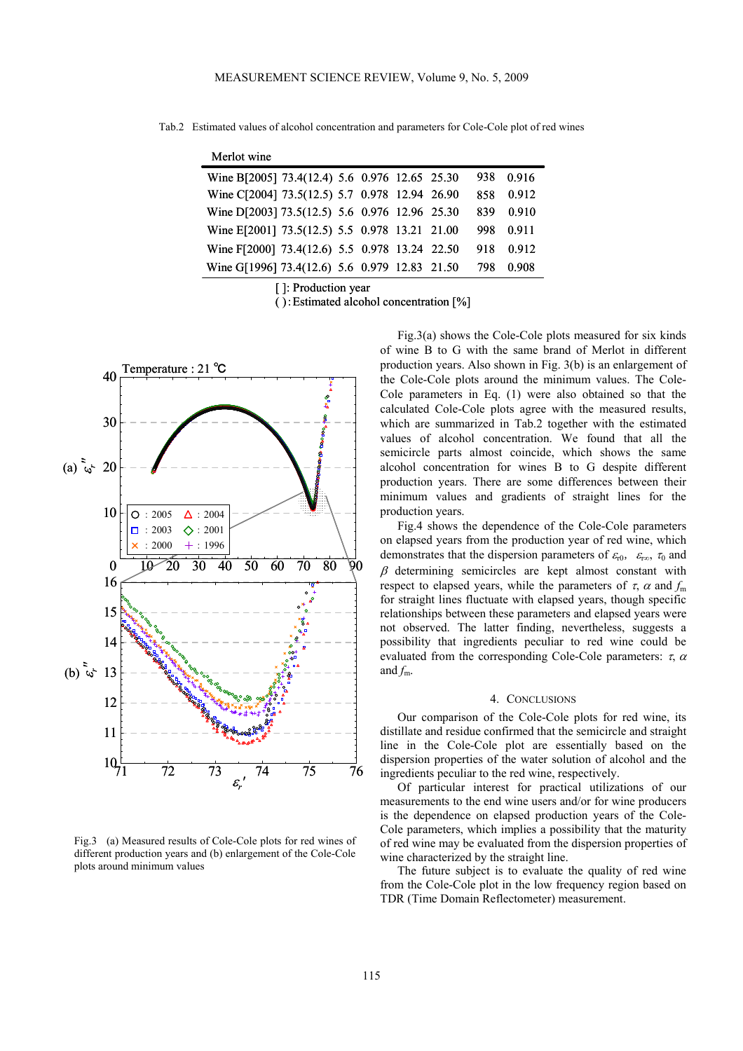Tab.2 Estimated values of alcohol concentration and parameters for Cole-Cole plot of red wines

| Merlot wine | | | | | | | |
|---|---|---|---|---|---|---|---|
| Wine B[2005] | 73.4(12.4) | 5.6 | 0.976 | 12.65 | 25.30 | 938 | 0.916 |
| Wine C[2004] | 73.5(12.5) | 5.7 | 0.978 | 12.94 | 26.90 | 858 | 0.912 |
| Wine D[2003] | 73.5(12.5) | 5.6 | 0.976 | 12.96 | 25.30 | 839 | 0.910 |
| Wine E[2001] | 73.5(12.5) | 5.5 | 0.978 | 13.21 | 21.00 | 998 | 0.911 |
| Wine F[2000] | 73.4(12.6) | 5.5 | 0.978 | 13.24 | 22.50 | 918 | 0.912 |
| Wine G[1996] | 73.4(12.6) | 5.6 | 0.979 | 12.83 | 21.50 | 798 | 0.908 |

[ ]: Production year
( ): Estimated alcohol concentration [%]

Fig.3 (a) Measured results of Cole-Cole plots for red wines of different production years and (b) enlargement of the Cole-Cole plots around minimum values

Fig.3(a) shows the Cole-Cole plots measured for six kinds of wine B to G with the same brand of Merlot in different production years. Also shown in Fig. 3(b) is an enlargement of the Cole-Cole plots around the minimum values. The Cole-Cole parameters in Eq. (1) were also obtained so that the calculated Cole-Cole plots agree with the measured results, which are summarized in Tab.2 together with the estimated values of alcohol concentration. We found that all the semicircle parts almost coincide, which shows the same alcohol concentration for wines B to G despite different production years. There are some differences between their minimum values and gradients of straight lines for the production years.

Fig.4 shows the dependence of the Cole-Cole parameters on elapsed years from the production year of red wine, which demonstrates that the dispersion parameters of $\varepsilon_{r0}$, $\varepsilon_{r\infty}$, $\tau_0$ and $\beta$ determining semicircles are kept almost constant with respect to elapsed years, while the parameters of $\tau$, $\alpha$ and $f_m$ for straight lines fluctuate with elapsed years, though specific relationships between these parameters and elapsed years were not observed. The latter finding, nevertheless, suggests a possibility that ingredients peculiar to red wine could be evaluated from the corresponding Cole-Cole parameters: $\tau$, $\alpha$ and $f_m$.

## 4. Conclusions

Our comparison of the Cole-Cole plots for red wine, its distillate and residue confirmed that the semicircle and straight line in the Cole-Cole plot are essentially based on the dispersion properties of the water solution of alcohol and the ingredients peculiar to the red wine, respectively.

Of particular interest for practical utilizations of our measurements to the end wine users and/or for wine producers is the dependence on elapsed production years of the Cole-Cole parameters, which implies a possibility that the maturity of red wine may be evaluated from the dispersion properties of wine characterized by the straight line.

The future subject is to evaluate the quality of red wine from the Cole-Cole plot in the low frequency region based on TDR (Time Domain Reflectometer) measurement.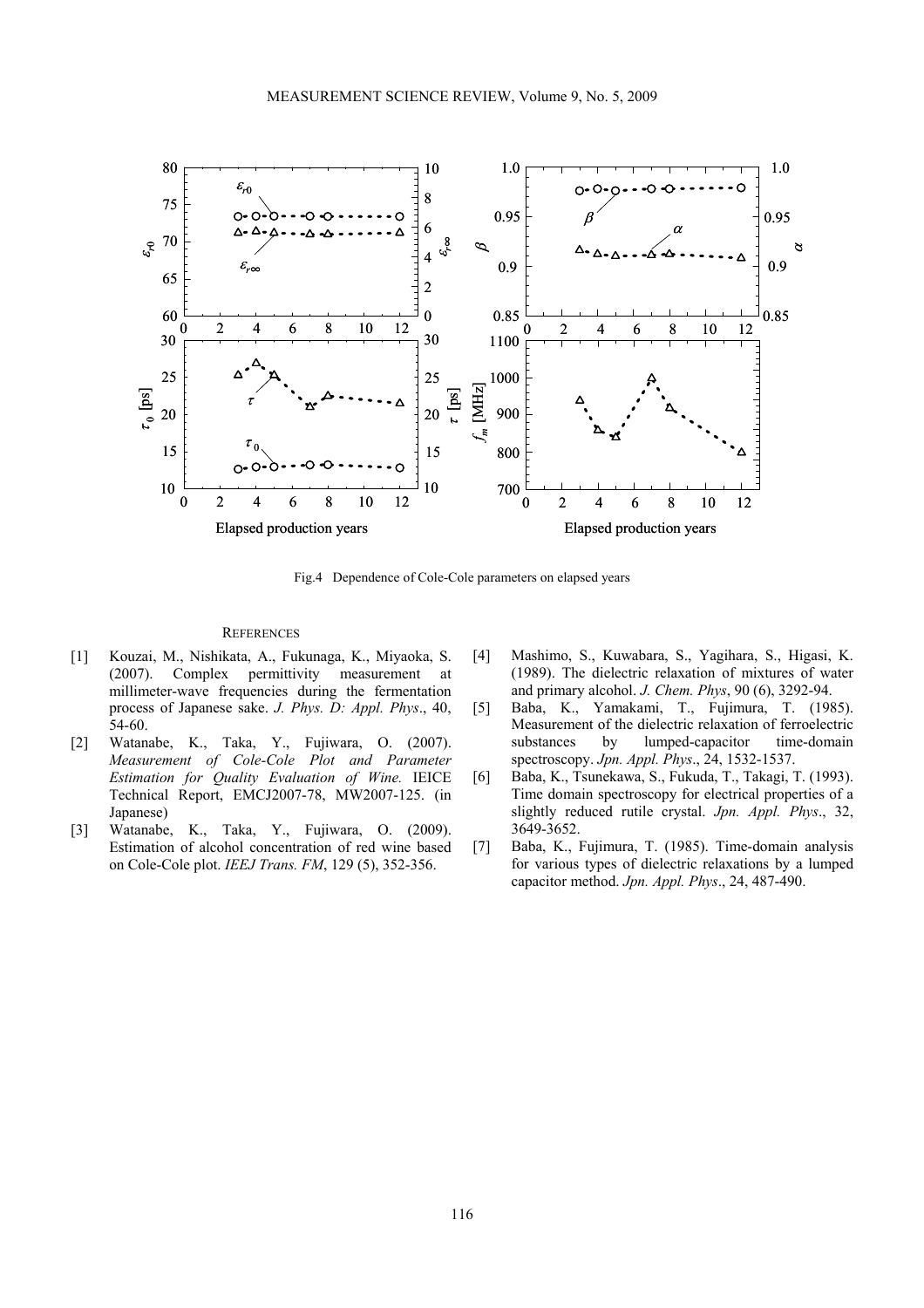$\varepsilon_{r0}$

$\varepsilon_{r\infty}$

80
75
70
65
60

10
8
6
4
2
0

0 2 4 6 8 10 12

$\beta$

$\alpha$

1.0
0.95
0.9
0.85

1.0
0.95
0.9
0.85

0 2 4 6 8 10 12

$\tau_0$ [ps]

$\tau$ [ps]

$\tau$

$\tau_0$

30
25
20
15
10

30
25
20
15
10

0 2 4 6 8 10 12

Elapsed production years

$f_m$ [MHz]

1100
1000
900
800
700

0 2 4 6 8 10 12

Elapsed production years

Fig.4 Dependence of Cole-Cole parameters on elapsed years

## REFERENCES

[1] Kouzai, M., Nishikata, A., Fukunaga, K., Miyaoka, S. (2007). Complex permittivity measurement at millimeter-wave frequencies during the fermentation process of Japanese sake. *J. Phys. D: Appl. Phys*., 40, 54-60.

[2] Watanabe, K., Taka, Y., Fujiwara, O. (2007). *Measurement of Cole-Cole Plot and Parameter Estimation for Quality Evaluation of Wine.* IEICE Technical Report, EMCJ2007-78, MW2007-125. (in Japanese)

[3] Watanabe, K., Taka, Y., Fujiwara, O. (2009). Estimation of alcohol concentration of red wine based on Cole-Cole plot. *IEEJ Trans. FM*, 129 (5), 352-356.

[4] Mashimo, S., Kuwabara, S., Yagihara, S., Higasi, K. (1989). The dielectric relaxation of mixtures of water and primary alcohol. *J. Chem. Phys*, 90 (6), 3292-94.

[5] Baba, K., Yamakami, T., Fujimura, T. (1985). Measurement of the dielectric relaxation of ferroelectric substances by lumped-capacitor time-domain spectroscopy. *Jpn. Appl. Phys*., 24, 1532-1537.

[6] Baba, K., Tsunekawa, S., Fukuda, T., Takagi, T. (1993). Time domain spectroscopy for electrical properties of a slightly reduced rutile crystal. *Jpn. Appl. Phys*., 32, 3649-3652.

[7] Baba, K., Fujimura, T. (1985). Time-domain analysis for various types of dielectric relaxations by a lumped capacitor method. *Jpn. Appl. Phys*., 24, 487-490.